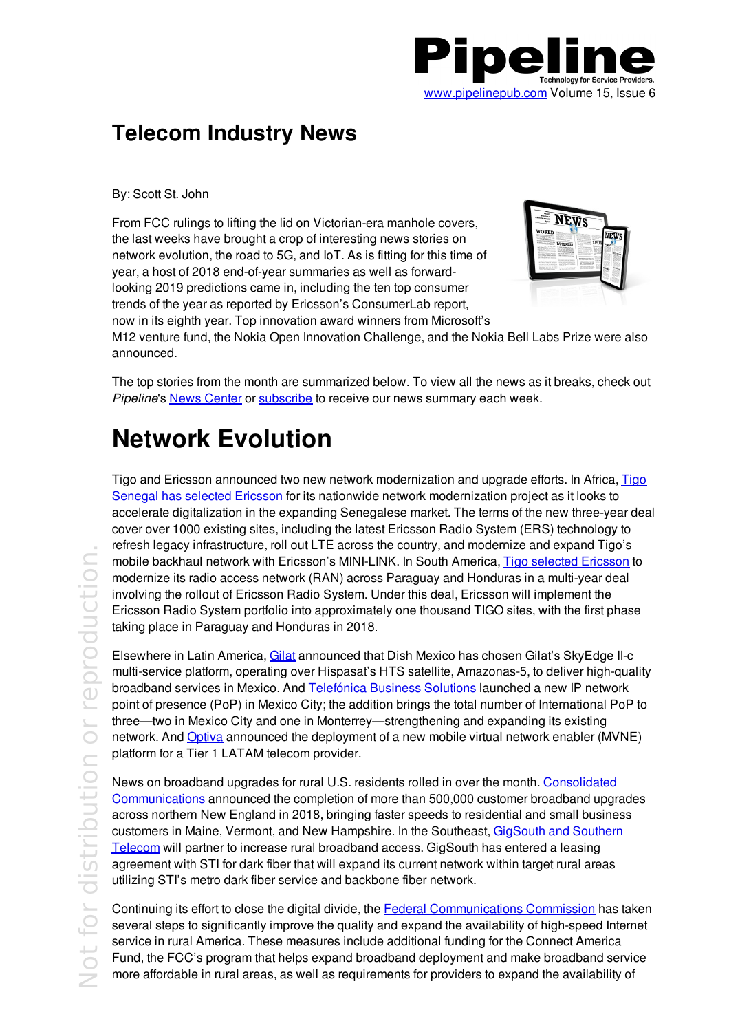# Telecom Industry News

By: Scott St. John

From FCC rulings to lifting the lid on Victorian-era manhole covers, the last weeks have brought a crop of interesting news stories on network evolution, the road to 5G, and IoT. As is fitting for this time of year, a host of 2018 end-of-year summaries as well as forward-looking 2019 predictions came in, including the ten top consumer trends of the year as reported by Ericsson's ConsumerLab report, now in its eighth year. Top innovation award winners from Microsoft's M12 venture fund, the Nokia Open Innovation Challenge, and the Nokia Bell Labs Prize were also announced.

The top stories from the month are summarized below. To view all the news as it breaks, check out *Pipeline*'s News Center or subscribe to receive our news summary each week.

# Network Evolution

Tigo and Ericsson announced two new network modernization and upgrade efforts. In Africa, Tigo Senegal has selected Ericsson for its nationwide network modernization project as it looks to accelerate digitalization in the expanding Senegalese market. The terms of the new three-year deal cover over 1000 existing sites, including the latest Ericsson Radio System (ERS) technology to refresh legacy infrastructure, roll out LTE across the country, and modernize and expand Tigo's mobile backhaul network with Ericsson's MINI-LINK. In South America, Tigo selected Ericsson to modernize its radio access network (RAN) across Paraguay and Honduras in a multi-year deal involving the rollout of Ericsson Radio System. Under this deal, Ericsson will implement the Ericsson Radio System portfolio into approximately one thousand TIGO sites, with the first phase taking place in Paraguay and Honduras in 2018.

Elsewhere in Latin America, Gilat announced that Dish Mexico has chosen Gilat's SkyEdge II-c multi-service platform, operating over Hispasat's HTS satellite, Amazonas-5, to deliver high-quality broadband services in Mexico. And Telefónica Business Solutions launched a new IP network point of presence (PoP) in Mexico City; the addition brings the total number of International PoP to three—two in Mexico City and one in Monterrey—strengthening and expanding its existing network. And Optiva announced the deployment of a new mobile virtual network enabler (MVNE) platform for a Tier 1 LATAM telecom provider.

News on broadband upgrades for rural U.S. residents rolled in over the month. Consolidated Communications announced the completion of more than 500,000 customer broadband upgrades across northern New England in 2018, bringing faster speeds to residential and small business customers in Maine, Vermont, and New Hampshire. In the Southeast, GigSouth and Southern Telecom will partner to increase rural broadband access. GigSouth has entered a leasing agreement with STI for dark fiber that will expand its current network within target rural areas utilizing STI's metro dark fiber service and backbone fiber network.

Continuing its effort to close the digital divide, the Federal Communications Commission has taken several steps to significantly improve the quality and expand the availability of high-speed Internet service in rural America. These measures include additional funding for the Connect America Fund, the FCC's program that helps expand broadband deployment and make broadband service more affordable in rural areas, as well as requirements for providers to expand the availability of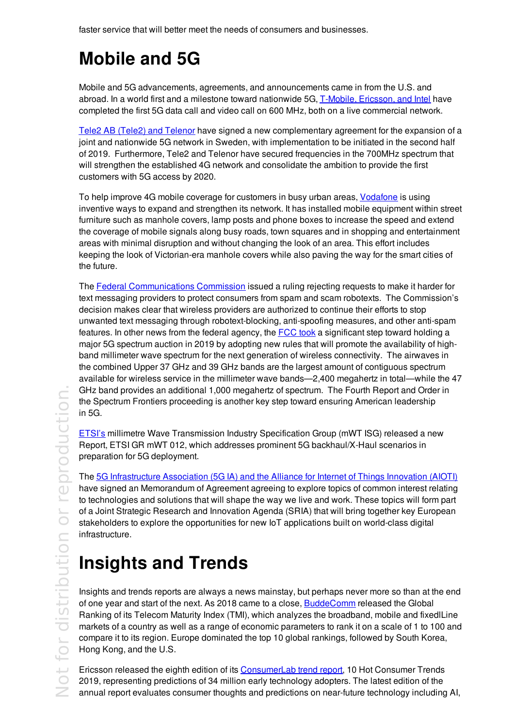faster service that will better meet the needs of consumers and businesses.

# Mobile and 5G

Mobile and 5G advancements, agreements, and announcements came in from the U.S. and abroad. In a world first and a milestone toward nationwide 5G, T-Mobile, Ericsson, and Intel have completed the first 5G data call and video call on 600 MHz, both on a live commercial network.

Tele2 AB (Tele2) and Telenor have signed a new complementary agreement for the expansion of a joint and nationwide 5G network in Sweden, with implementation to be initiated in the second half of 2019. Furthermore, Tele2 and Telenor have secured frequencies in the 700MHz spectrum that will strengthen the established 4G network and consolidate the ambition to provide the first customers with 5G access by 2020.

To help improve 4G mobile coverage for customers in busy urban areas, Vodafone is using inventive ways to expand and strengthen its network. It has installed mobile equipment within street furniture such as manhole covers, lamp posts and phone boxes to increase the speed and extend the coverage of mobile signals along busy roads, town squares and in shopping and entertainment areas with minimal disruption and without changing the look of an area. This effort includes keeping the look of Victorian-era manhole covers while also paving the way for the smart cities of the future.

The Federal Communications Commission issued a ruling rejecting requests to make it harder for text messaging providers to protect consumers from spam and scam robotexts. The Commission's decision makes clear that wireless providers are authorized to continue their efforts to stop unwanted text messaging through robotext-blocking, anti-spoofing measures, and other anti-spam features. In other news from the federal agency, the FCC took a significant step toward holding a major 5G spectrum auction in 2019 by adopting new rules that will promote the availability of high-band millimeter wave spectrum for the next generation of wireless connectivity. The airwaves in the combined Upper 37 GHz and 39 GHz bands are the largest amount of contiguous spectrum available for wireless service in the millimeter wave bands—2,400 megahertz in total—while the 47 GHz band provides an additional 1,000 megahertz of spectrum. The Fourth Report and Order in the Spectrum Frontiers proceeding is another key step toward ensuring American leadership in 5G.

ETSI's millimetre Wave Transmission Industry Specification Group (mWT ISG) released a new Report, ETSI GR mWT 012, which addresses prominent 5G backhaul/X-Haul scenarios in preparation for 5G deployment.

The 5G Infrastructure Association (5G IA) and the Alliance for Internet of Things Innovation (AIOTI) have signed an Memorandum of Agreement agreeing to explore topics of common interest relating to technologies and solutions that will shape the way we live and work. These topics will form part of a Joint Strategic Research and Innovation Agenda (SRIA) that will bring together key European stakeholders to explore the opportunities for new IoT applications built on world-class digital infrastructure.

# Insights and Trends

Insights and trends reports are always a news mainstay, but perhaps never more so than at the end of one year and start of the next. As 2018 came to a close, BuddeComm released the Global Ranking of its Telecom Maturity Index (TMI), which analyzes the broadband, mobile and fixedlLine markets of a country as well as a range of economic parameters to rank it on a scale of 1 to 100 and compare it to its region. Europe dominated the top 10 global rankings, followed by South Korea, Hong Kong, and the U.S.

Ericsson released the eighth edition of its ConsumerLab trend report, 10 Hot Consumer Trends 2019, representing predictions of 34 million early technology adopters. The latest edition of the annual report evaluates consumer thoughts and predictions on near-future technology including AI,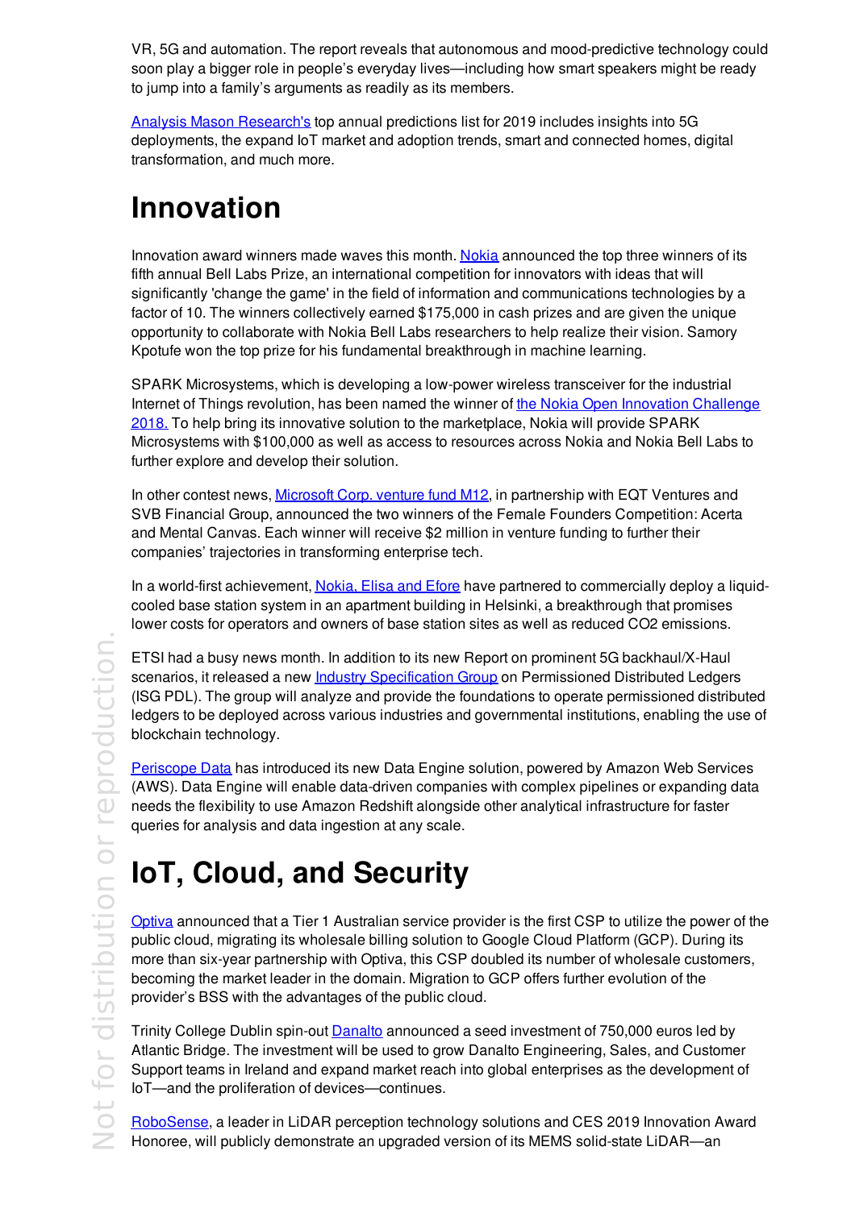VR, 5G and automation. The report reveals that autonomous and mood-predictive technology could soon play a bigger role in people's everyday lives—including how smart speakers might be ready to jump into a family's arguments as readily as its members.

Analysis Mason Research's top annual predictions list for 2019 includes insights into 5G deployments, the expand IoT market and adoption trends, smart and connected homes, digital transformation, and much more.

# Innovation

Innovation award winners made waves this month. Nokia announced the top three winners of its fifth annual Bell Labs Prize, an international competition for innovators with ideas that will significantly 'change the game' in the field of information and communications technologies by a factor of 10. The winners collectively earned $175,000 in cash prizes and are given the unique opportunity to collaborate with Nokia Bell Labs researchers to help realize their vision. Samory Kpotufe won the top prize for his fundamental breakthrough in machine learning.

SPARK Microsystems, which is developing a low-power wireless transceiver for the industrial Internet of Things revolution, has been named the winner of the Nokia Open Innovation Challenge 2018. To help bring its innovative solution to the marketplace, Nokia will provide SPARK Microsystems with $100,000 as well as access to resources across Nokia and Nokia Bell Labs to further explore and develop their solution.

In other contest news, Microsoft Corp. venture fund M12, in partnership with EQT Ventures and SVB Financial Group, announced the two winners of the Female Founders Competition: Acerta and Mental Canvas. Each winner will receive $2 million in venture funding to further their companies' trajectories in transforming enterprise tech.

In a world-first achievement, Nokia, Elisa and Efore have partnered to commercially deploy a liquid-cooled base station system in an apartment building in Helsinki, a breakthrough that promises lower costs for operators and owners of base station sites as well as reduced $CO_2$ emissions.

ETSI had a busy news month. In addition to its new Report on prominent 5G backhaul/X-Haul scenarios, it released a new Industry Specification Group on Permissioned Distributed Ledgers (ISG PDL). The group will analyze and provide the foundations to operate permissioned distributed ledgers to be deployed across various industries and governmental institutions, enabling the use of blockchain technology.

Periscope Data has introduced its new Data Engine solution, powered by Amazon Web Services (AWS). Data Engine will enable data-driven companies with complex pipelines or expanding data needs the flexibility to use Amazon Redshift alongside other analytical infrastructure for faster queries for analysis and data ingestion at any scale.

# IoT, Cloud, and Security

Optiva announced that a Tier 1 Australian service provider is the first CSP to utilize the power of the public cloud, migrating its wholesale billing solution to Google Cloud Platform (GCP). During its more than six-year partnership with Optiva, this CSP doubled its number of wholesale customers, becoming the market leader in the domain. Migration to GCP offers further evolution of the provider's BSS with the advantages of the public cloud.

Trinity College Dublin spin-out Danalto announced a seed investment of 750,000 euros led by Atlantic Bridge. The investment will be used to grow Danalto Engineering, Sales, and Customer Support teams in Ireland and expand market reach into global enterprises as the development of IoT—and the proliferation of devices—continues.

RoboSense, a leader in LiDAR perception technology solutions and CES 2019 Innovation Award Honoree, will publicly demonstrate an upgraded version of its MEMS solid-state LiDAR—an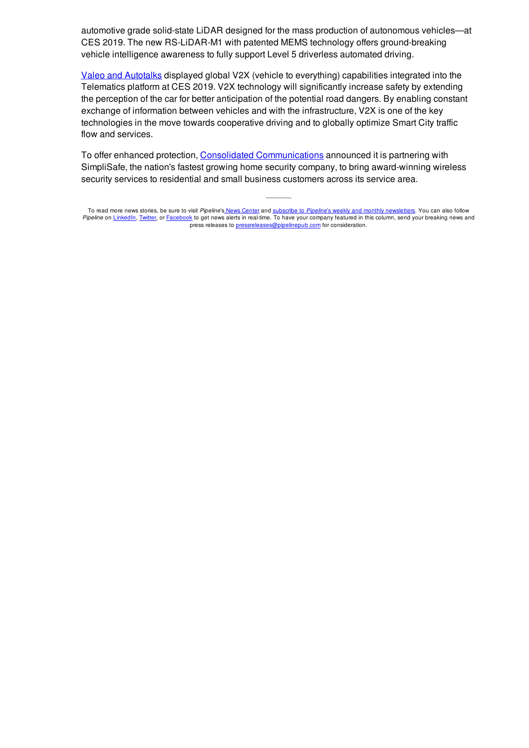automotive grade solid-state LiDAR designed for the mass production of autonomous vehicles—at CES 2019. The new RS-LiDAR-M1 with patented MEMS technology offers ground-breaking vehicle intelligence awareness to fully support Level 5 driverless automated driving.

Valeo and Autotalks displayed global V2X (vehicle to everything) capabilities integrated into the Telematics platform at CES 2019. V2X technology will significantly increase safety by extending the perception of the car for better anticipation of the potential road dangers. By enabling constant exchange of information between vehicles and with the infrastructure, V2X is one of the key technologies in the move towards cooperative driving and to globally optimize Smart City traffic flow and services.

To offer enhanced protection, Consolidated Communications announced it is partnering with SimpliSafe, the nation's fastest growing home security company, to bring award-winning wireless security services to residential and small business customers across its service area.

---------------

To read more news stories, be sure to visit *Pipeline*'s News Center and subscribe to *Pipeline*'s weekly and monthly newsletters. You can also follow *Pipeline* on LinkedIn, Twitter, or Facebook to get news alerts in real-time. To have your company featured in this column, send your breaking news and press releases to pressreleases@pipelinepub.com for consideration.